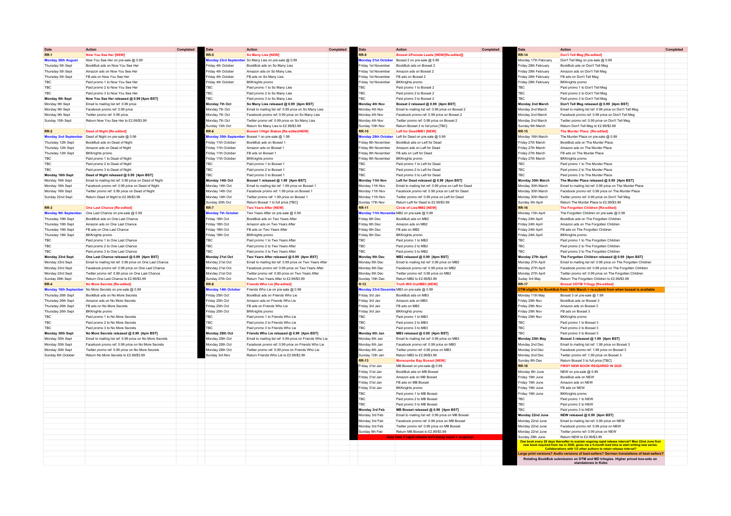| Date | Action | Completed |
|---|---|---|
| **RR-1** | **Now You See Her [NEW]** | |
| **Monday 26th August** | Now You See Her on pre-sale @ 0.99 | |
| Thursday 5th Sept | BookBub ads on Now You See Her | |
| Thursday 5th Sept | Amazon ads on Now You See Her | |
| Thursday 5th Sept | FB ads on Now You See Her | |
| TBC | Paid promo 1 to Now You See Her | |
| TBC | Paid promo 2 to Now You See Her | |
| TBC | Paid promo 3 to Now You See Her | |
| **Monday 9th Sept** | **Now You See Her released @ 0.99 [4pm BST]** | |
| Monday 9th Sept | Email to mailing list ref: 0.99 price | |
| Monday 9th Sept | Facebook promo ref: 0.99 price | |
| Monday 9th Sept | Twitter promo ref: 0.99 price | |
| Sunday 15th Sept | Return Now You See Her to £2.99/$3.99 | |
| **RR-2** | **Dead of Night [Re-edited]** | |
| **Monday 2nd September** | Dead of Night on pre-sale @ 0.99 | |
| Thursday 12th Sept | BookBub ads on Dead of Night | |
| Thursday 12th Sept | Amazon ads on Dead of Night | |
| Thursday 12th Sept | BKKnights promo | |
| TBC | Paid promo 1 to Dead of Night | |
| TBC | Paid promo 2 to Dead of Night | |
| TBC | Paid promo 3 to Dead of Night | |
| **Monday 16th Sept** | **Dead of Night released @ 0.99 [4pm BST]** | |
| Monday 16th Sept | Email to mailing list ref: 0.99 price on Dead of Night | |
| Monday 16th Sept | Facebook promo ref: 0.99 price on Dead of Night | |
| Monday 16th Sept | Twitter promo ref: 0.99 price on Dead of Night | |
| Sunday 22nd Sept | Return Dead of Night to £2.99/$3.99 | |
| **RR-3** | **One Last Chance [Re-edited]** | |
| **Monday 9th September** | One Last Chance on pre-sale @ 0.99 | |
| Thursday 19th Sept | BookBub ads on One Last Chance | |
| Thursday 19th Sept | Amazon ads on One Last Chance | |
| Thursday 19th Sept | FB ads on One Last Chance | |
| Thursday 19th Sept | BKKnights promo | |
| TBC | Paid promo 1 to One Last Chance | |
| TBC | Paid promo 2 to One Last Chance | |
| TBC | Paid promo 3 to One Last Chance | |
| **Monday 23rd Sept** | **One Last Chance released @ 0.99 [4pm BST]** | |
| Monday 23rd Sept | Email to mailing list ref: 0.99 price on One Last Chance | |
| Monday 23rd Sept | Facebook promo ref: 0.99 price on One Last Chance | |
| Monday 23rd Sept | Twitter promo ref: 0.99 price on One Last Chance | |
| Sunday 29th Sept | Return One Last Chance to £2.99/$3.99 | |
| **RR-4** | **No More Secrets [Re-edited]** | |
| **Monday 16th September** | No More Secrets on pre-sale @ 0.99 | |
| Thursday 26th Sept | BookBub ads on No More Secrets | |
| Thursday 26th Sept | Amazon ads on No More Secrets | |
| Thursday 26th Sept | FB ads on No More Secrets | |
| Thursday 26th Sept | BKKnights promo | |
| TBC | Paid promo 1 to No More Secrets | |
| TBC | Paid promo 2 to No More Secrets | |
| TBC | Paid promo 3 to No More Secrets | |
| **Monday 30th Sept** | **No More Secrets released @ 0.99 [4pm BST]** | |
| Monday 30th Sept | Email to mailing list ref: 0.99 price on No More Secrets | |
| Monday 30th Sept | Facebook promo ref: 0.99 price on No More Secrets | |
| Monday 30th Sept | Twitter promo ref: 0.99 price on No More Secrets | |
| Sunday 6th October | Return No More Secrets to £2.99/$3.99 | |

| Date | Action | Completed |
|---|---|---|
| **RR-5** | **So Many Lies [NEW]** | |
| **Monday 23rd September** | So Many Lies on pre-sale @ 0.99 | |
| Friday 4th October | BookBub ads on So Many Lies | |
| Friday 4th October | Amazon ads on So Many Lies | |
| Friday 4th October | FB ads on So Many Lies | |
| Friday 4th October | BKKnights promo | |
| TBC | Paid promo 1 to So Many Lies | |
| TBC | Paid promo 2 to So Many Lies | |
| TBC | Paid promo 3 to So Many Lies | |
| **Monday 7th Oct** | **So Many Lies released @ 0.99 [4pm BST]** | |
| Monday 7th Oct | Email to mailing list ref: 0.99 price on So Many Lies | |
| Monday 7th Oct | Facebook promo ref: 0.99 price on So Many Lies | |
| Monday 7th Oct | Twitter promo ref: 0.99 price on So Many Lies | |
| Sunday 13th Oct | Return So Many Lies to £2.99/$3.99 | |
| **RR-6** | **Boxset 1/High Stakes [Re-edited/NEW]** | |
| **Monday 30th September** | Boxset 1 on pre-sale @ 1.99 | |
| Friday 11th October | BookBub ads on Boxset 1 | |
| Friday 11th October | Amazon ads on Boxset 1 | |
| Friday 11th October | FB ads on Boxset 1 | |
| Friday 11th October | BKKnights promo | |
| TBC | Paid promo 1 to Boxset 1 | |
| TBC | Paid promo 2 to Boxset 1 | |
| TBC | Paid promo 3 to Boxset 1 | |
| **Monday 14th Oct** | **Boxset 1 released @ 1.99 [4pm BST]** | |
| Monday 14th Oct | Email to mailing list ref: 1.99 price on Boxset 1 | |
| Monday 14th Oct | Facebook promo ref: 0.99 price on Boxset 1 | |
| Monday 14th Oct | Twitter promo ref: 1.99 price on Boxset 1 | |
| Sunday 20th Oct | Return Boxset 1 to full price [TBC] | |
| **RR-7** | **Two Years After [NEW]** | |
| **Monday 7th October** | Two Years After on pre-sale @ 0.99 | |
| Friday 18th Oct | BookBub ads on Two Years After | |
| Friday 18th Oct | Amazon ads on Two Years After | |
| Friday 18th Oct | FB ads on Two Years After | |
| Friday 18th Oct | BKKnights promo | |
| TBC | Paid promo 1 to Two Years After | |
| TBC | Paid promo 2 to Two Years After | |
| TBC | Paid promo 3 to Two Years After | |
| **Monday 21st Oct** | **Two Years After released @ 0.99 [4pm BST]** | |
| Monday 21st Oct | Email to mailing list ref: 0.99 price on Two Years After | |
| Monday 21st Oct | Facebook promo ref: 0.99 price on Two Years After | |
| Monday 21st Oct | Twitter promo ref: 0.99 price on Two Years After | |
| Sunday 27th Oct | Return Two Years After to £2.99/$3.99 | |
| **RR-8** | **Friends Who Lie [Re-edited]** | |
| **Monday 14th October** | Friends Who Lie on pre-sale @ 0.99 | |
| Friday 25th Oct | BookBub ads on Friends Who Lie | |
| Friday 25th Oct | Amazon ads on Friends Who Lie | |
| Friday 25th Oct | FB ads on Friends Who Lie | |
| Friday 25th Oct | BKKnights promo | |
| TBC | Paid promo 1 to Friends Who Lie | |
| TBC | Paid promo 2 to Friends Who Lie | |
| TBC | Paid promo 3 to Friends Who Lie | |
| **Monday 28th Oct** | **Friends Who Lie released @ 0.99 [4pm BST]** | |
| Monday 28th Oct | Email to mailing list ref: 0.99 price on Friends Who Lie | |
| Monday 28th Oct | Facebook promo ref: 0.99 price on Friends Who Lie | |
| Monday 28th Oct | Twitter promo ref: 0.99 price on Friends Who Lie | |
| Sunday 3rd Nov | Return Friends Who Lie to £2.99/$3.99 | |

| Date | Action | Completed |
|---|---|---|
| **RR-9** | **Boxset 2/Female Leads [NEW/(Re-edited)]** | |
| **Monday 21st October** | Boxset 2 on pre-sale @ 0.99 | |
| Friday 1st November | BookBub ads on Boxset 2 | |
| Friday 1st November | Amazon ads on Boxset 2 | |
| Friday 1st November | FB ads on Boxset 2 | |
| Friday 1st November | BKKnights promo | |
| TBC | Paid promo 1 to Boxset 2 | |
| TBC | Paid promo 2 to Boxset 2 | |
| TBC | Paid promo 3 to Boxset 2 | |
| **Monday 4th Nov** | **Boxset 2 released @ 0.99 [4pm BST]** | |
| Monday 4th Nov | Email to mailing list ref: 0.99 price on Boxset 2 | |
| Monday 4th Nov | Facebook promo ref: 0.99 price on Boxset 2 | |
| Monday 4th Nov | Twitter promo ref: 0.99 price on Boxset 2 | |
| Sunday 10th Nov | Return Boxset 2 to full price [TBC] | |
| **RR-10** | **Left for Dead/MB1 [NEW]** | |
| **Monday 28th October** | Left for Dead on pre-sale @ 0.99 | |
| Friday 8th November | BookBub ads on Left for Dead | |
| Friday 8th November | Amazon ads on Left for Dead | |
| Friday 8th November | FB ads on Left for Dead | |
| Friday 8th November | BKKnights promo | |
| TBC | Paid promo 1 to Left for Dead | |
| TBC | Paid promo 2 to Left for Dead | |
| TBC | Paid promo 3 to Left for Dead | |
| **Monday 11th Nov** | **Left for Dead released @ 0.99 [4pm BST]** | |
| Monday 11th Nov | Email to mailing list ref: 0.99 price on Left for Dead | |
| Monday 11th Nov | Facebook promo ref: 0.99 price on Left for Dead | |
| Monday 11th Nov | Twitter promo ref: 0.99 price on Left for Dead | |
| Sunday 17th Nov | Return Left for Dead to £2.99/$3.99 | |
| **RR-11** | **Circle of Lies/MB2 [NEW]** | |
| **Monday 11th November** | MB2 on pre-sale @ 0.99 | |
| Friday 6th Dec | BookBub ads on MB2 | |
| Friday 6th Dec | Amazon ads on MB2 | |
| Friday 6th Dec | FB ads on MB2 | |
| Friday 6th Dec | BKKnights promo | |
| TBC | Paid promo 1 to MB2 | |
| TBC | Paid promo 2 to MB2 | |
| TBC | Paid promo 3 to MB2 | |
| **Monday 9th Dec** | **MB2 released @ 0.99 [4pm BST]** | |
| Monday 9th Dec | Email to mailing list ref: 0.99 price on MB2 | |
| Monday 9th Dec | Facebook promo ref: 0.99 price on MB2 | |
| Monday 9th Dec | Twitter promo ref: 0.99 price on MB2 | |
| Sunday 15th Dec | Return MB2 to £2.99/$3.99 | |
| **R-12** | **Truth Will Out/MB3 [NEW]** | |
| **Monday 23rd December** | MB3 on pre-sale @ 0.99 | |
| Friday 3rd Jan | BookBub ads on MB3 | |
| Friday 3rd Jan | Amazon ads on MB3 | |
| Friday 3rd Jan | FB ads on MB3 | |
| Friday 3rd Jan | BKKnights promo | |
| TBC | Paid promo 1 to MB3 | |
| TBC | Paid promo 2 to MB3 | |
| TBC | Paid promo 3 to MB3 | |
| **Monday 6th Jan** | **MB3 released @ 0.99 [4pm BST]** | |
| Monday 6th Jan | Email to mailing list ref: 0.99 price on MB3 | |
| Monday 6th Jan | Facebook promo ref: 0.99 price on MB3 | |
| Monday 6th Jan | Twitter promo ref: 0.99 price on MB3 | |
| Sunday 12th Jan | Return MB3 to £2.99/$3.99 | |
| **RR-13** | **Morecambe Bay Boxset [NEW]** | |
| Friday 31st Jan | MB Boxset on pre-sale @ 0.99 | |
| Friday 31st Jan | BookBub ads on MB Boxset | |
| Friday 31st Jan | Amazon ads on MB Boxset | |
| Friday 31st Jan | FB ads on MB Boxset | |
| Friday 31st Jan | BKKnights promo | |
| TBC | Paid promo 1 to MB Boxset | |
| TBC | Paid promo 2 to MB Boxset | |
| TBC | Paid promo 3 to MB Boxset | |
| **Monday 3rd Feb** | **MB Boxset released @ 0.99 [4pm BST]** | |
| Monday 3rd Feb | Email to mailing list ref: 0.99 price on MB Boxset | |
| Monday 3rd Feb | Facebook promo ref: 0.99 price on MB Boxset | |
| Monday 3rd Feb | Twitter promo ref: 0.99 price on MB Boxset | |
| Sunday 9th Feb | Return MB Boxset to £2.99/$3.99 | |
| | **Stop here if rapid release isn't doing much + re-group!** | |

| Date | Action | Completed |
|---|---|---|
| **RR-14** | **Don't Tell Meg [Re-edited]** | |
| Monday 17th February | Don't Tell Meg on pre-sale @ 0.99 | |
| Friday 28th February | BookBub ads on Don't Tell Meg | |
| Friday 28th February | Amazon ads on Don't Tell Meg | |
| Friday 28th February | FB ads on Don't Tell Meg | |
| Friday 28th February | BKKnights promo | |
| TBC | Paid promo 1 to Don't Tell Meg | |
| TBC | Paid promo 2 to Don't Tell Meg | |
| TBC | Paid promo 3 to Don't Tell Meg | |
| **Monday 2nd March** | **Don't Tell Meg released @ 0.99 [4pm BST]** | |
| Monday 2nd March | Email to mailing list ref: 0.99 price on Don't Tell Meg | |
| Monday 2nd March | Facebook promo ref: 0.99 price on Don't Tell Meg | |
| Monday 2nd March | Twitter promo ref: 0.99 price on Don't Tell Meg | |
| Sunday 8th March | Return Don't Tell Meg to £2.99/$3.99 | |
| **RR-15** | **The Murder Place [Re-edited]** | |
| Monday 16th March | The Murder Place on pre-sale @ 0.99 | |
| Friday 27th March | BookBub ads on The Murder Place | |
| Friday 27th March | Amazon ads on The Murder Place | |
| Friday 27th March | FB ads on The Murder Place | |
| Friday 27th March | BKKnights promo | |
| TBC | Paid promo 1 to The Murder Place | |
| TBC | Paid promo 2 to The Murder Place | |
| TBC | Paid promo 3 to The Murder Place | |
| **Monday 30th March** | **The Murder Place released @ 0.99 [4pm BST]** | |
| Monday 30th March | Email to mailing list ref: 0.99 price on The Murder Place | |
| Monday 30th March | Facebook promo ref: 0.99 price on The Murder Place | |
| Monday 30th March | Twitter promo ref: 0.99 price on The Murder Place | |
| Sunday 5th April | Return The Murder Place to £2.99/$3.99 | |
| **RR-16** | **The Forgotten Children [Re-edited]** | |
| Monday 13th April | The Forgotten Children on pre-sale @ 0.99 | |
| Friday 24th April | BookBub ads on The Forgotten Children | |
| Friday 24th April | Amazon ads on The Forgotten Children | |
| Friday 24th April | FB ads on The Forgotten Children | |
| Friday 24th April | BKKnights promo | |
| TBC | Paid promo 1 to The Forgotten Children | |
| TBC | Paid promo 2 to The Forgotten Children | |
| TBC | Paid promo 3 to The Forgotten Children | |
| **Monday 27th April** | **The Forgotten Children released @ 0.99 [4pm BST]** | |
| Monday 27th April | Email to mailing list ref: 0.99 price on The Forgotten Children | |
| Monday 27th April | Facebook promo ref: 0.99 price on The Forgotten Children | |
| Monday 27th April | Twitter promo ref: 0.99 price on The Forgotten Children | |
| Suday 3rd May | Return The Forgotten Children to £2.99/$3.99 | |
| **RR-17** | **Boxset 3/DTM Trilogy [Re-edited]** | |
| **DTM eligible for BookBub from 16th March > re-submit from when boxset is available** | | |
| Monday 11th May | Boxset 3 on pre-sale @ 1.99 | |
| Friday 29th Nov | BookBub ads on Boxset 3 | |
| Friday 29th Nov | Amazon ads on Boxset 3 | |
| Friday 29th Nov | FB ads on Boxset 3 | |
| Friday 29th Nov | BKKnights promo | |
| TBC | Paid promo 1 to Boxset 3 | |
| TBC | Paid promo 2 to Boxset 3 | |
| TBC | Paid promo 3 to Boxset 3 | |
| **Monday 25th May** | **Boxset 3 released @ 1.99 [4pm BST]** | |
| Monday 2nd Dec | Email to mailing list ref: 1.99 price on Boxset 3 | |
| Monday 2nd Dec | Facebook promo ref: 1.99 price on Boxset 3 | |
| Monday 2nd Dec | Twitter promo ref: 1.99 price on Boxset 3 | |
| Sunday 8th Dec | Return Boxset 3 to full price [TBC] | |
| **RR-18** | **FIRST NEW BOOK REQUIRED IN 2020** | |
| Monday 8th June | NEW on pre-sale @ 0.99 | |
| Friday 19th June | BookBub ads on NEW | |
| Friday 19th June | Amazon ads on NEW | |
| Friday 19th June | FB ads on NEW | |
| Friday 19th June | BKKnights promo | |
| TBC | Paid promo 1 to NEW | |
| TBC | Paid promo 2 to NEW | |
| TBC | Paid promo 3 to NEW | |
| **Monday 22nd June** | **NEW released @ 0.99 [4pm BST]** | |
| Monday 22nd June | Email to mailing list ref: 0.99 price on NEW | |
| Monday 22nd June | Facebook promo ref: 0.99 price on NEW | |
| Monday 22nd June | Twitter promo ref: 0.99 price on NEW | |
| Sunday 28th June | Return NEW to £2.99/$3.99 | |
| **One book every 28 days thereafter to sustain ongoing rapid release interval? Mon 22nd June first new book required from me in 2020, gives me a 5-month lead time to start writing new series. Collaborations with 1/2 other authors to retain release interval?** | | |
| **Large print versions? Audio versions of best-sellers? German translations of best-sellers?** | | |
| **Rotating BookBub submission on DTM and MD trilogies. Higher priced box-sets on standalones in Kobo** | | |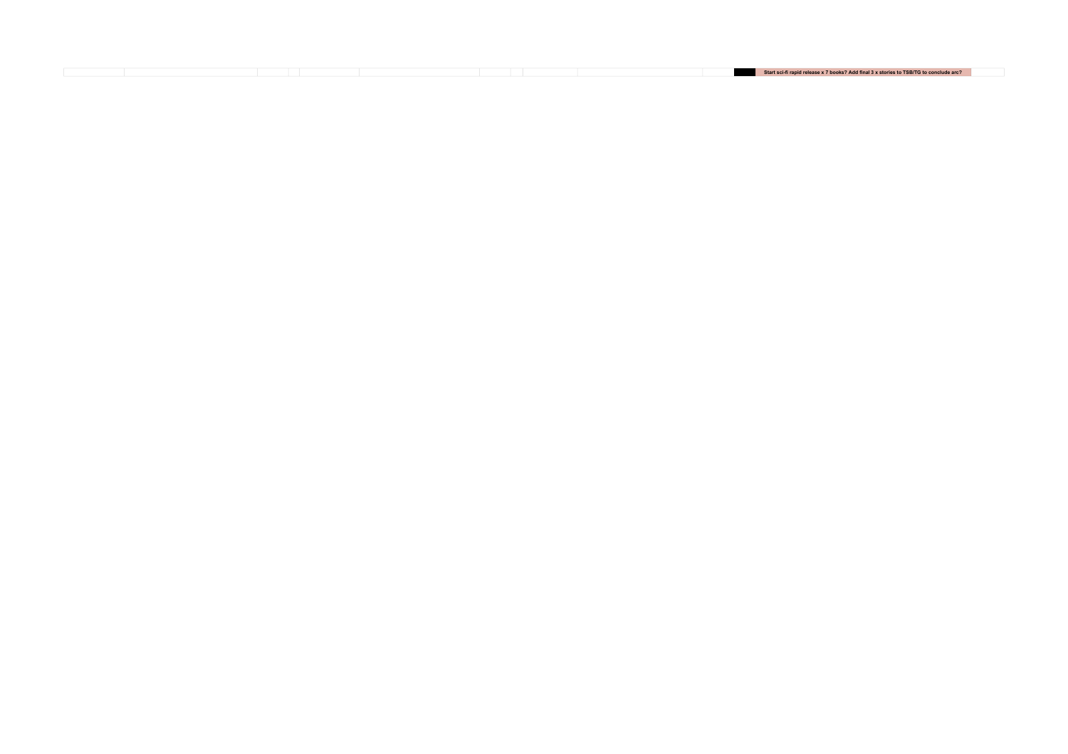| | | | | | | | | | | | | | |
|---|---|---|---|---|---|---|---|---|---|---|---|---|---|
| | | | | | | | | | | | | Start sci-fi rapid release x 7 books? Add final 3 x stories to TSB/TG to conclude arc? | |